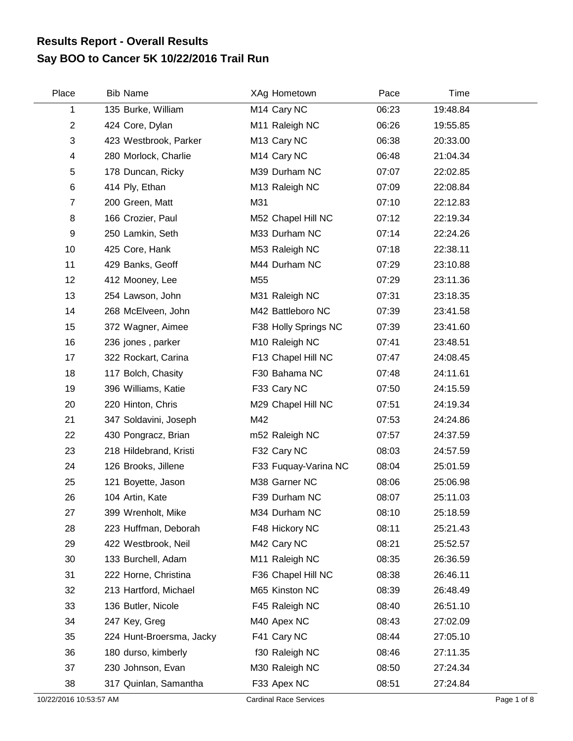# Results Report - Overall Results
## Say BOO to Cancer 5K 10/22/2016 Trail Run

| Place | Bib | Name | XAg | Hometown | Pace | Time |
|---|---|---|---|---|---|---|
| 1 | 135 | Burke, William | M14 | Cary NC | 06:23 | 19:48.84 |
| 2 | 424 | Core, Dylan | M11 | Raleigh NC | 06:26 | 19:55.85 |
| 3 | 423 | Westbrook, Parker | M13 | Cary NC | 06:38 | 20:33.00 |
| 4 | 280 | Morlock, Charlie | M14 | Cary NC | 06:48 | 21:04.34 |
| 5 | 178 | Duncan, Ricky | M39 | Durham NC | 07:07 | 22:02.85 |
| 6 | 414 | Ply, Ethan | M13 | Raleigh NC | 07:09 | 22:08.84 |
| 7 | 200 | Green, Matt | M31 | | 07:10 | 22:12.83 |
| 8 | 166 | Crozier, Paul | M52 | Chapel Hill NC | 07:12 | 22:19.34 |
| 9 | 250 | Lamkin, Seth | M33 | Durham NC | 07:14 | 22:24.26 |
| 10 | 425 | Core, Hank | M53 | Raleigh NC | 07:18 | 22:38.11 |
| 11 | 429 | Banks, Geoff | M44 | Durham NC | 07:29 | 23:10.88 |
| 12 | 412 | Mooney, Lee | M55 | | 07:29 | 23:11.36 |
| 13 | 254 | Lawson, John | M31 | Raleigh NC | 07:31 | 23:18.35 |
| 14 | 268 | McElveen, John | M42 | Battleboro NC | 07:39 | 23:41.58 |
| 15 | 372 | Wagner, Aimee | F38 | Holly Springs NC | 07:39 | 23:41.60 |
| 16 | 236 | jones , parker | M10 | Raleigh NC | 07:41 | 23:48.51 |
| 17 | 322 | Rockart, Carina | F13 | Chapel Hill NC | 07:47 | 24:08.45 |
| 18 | 117 | Bolch, Chasity | F30 | Bahama NC | 07:48 | 24:11.61 |
| 19 | 396 | Williams, Katie | F33 | Cary NC | 07:50 | 24:15.59 |
| 20 | 220 | Hinton, Chris | M29 | Chapel Hill NC | 07:51 | 24:19.34 |
| 21 | 347 | Soldavini, Joseph | M42 | | 07:53 | 24:24.86 |
| 22 | 430 | Pongracz, Brian | m52 | Raleigh NC | 07:57 | 24:37.59 |
| 23 | 218 | Hildebrand, Kristi | F32 | Cary NC | 08:03 | 24:57.59 |
| 24 | 126 | Brooks, Jillene | F33 | Fuquay-Varina NC | 08:04 | 25:01.59 |
| 25 | 121 | Boyette, Jason | M38 | Garner NC | 08:06 | 25:06.98 |
| 26 | 104 | Artin, Kate | F39 | Durham NC | 08:07 | 25:11.03 |
| 27 | 399 | Wrenholt, Mike | M34 | Durham NC | 08:10 | 25:18.59 |
| 28 | 223 | Huffman, Deborah | F48 | Hickory NC | 08:11 | 25:21.43 |
| 29 | 422 | Westbrook, Neil | M42 | Cary NC | 08:21 | 25:52.57 |
| 30 | 133 | Burchell, Adam | M11 | Raleigh NC | 08:35 | 26:36.59 |
| 31 | 222 | Horne, Christina | F36 | Chapel Hill NC | 08:38 | 26:46.11 |
| 32 | 213 | Hartford, Michael | M65 | Kinston NC | 08:39 | 26:48.49 |
| 33 | 136 | Butler, Nicole | F45 | Raleigh NC | 08:40 | 26:51.10 |
| 34 | 247 | Key, Greg | M40 | Apex NC | 08:43 | 27:02.09 |
| 35 | 224 | Hunt-Broersma, Jacky | F41 | Cary NC | 08:44 | 27:05.10 |
| 36 | 180 | durso, kimberly | f30 | Raleigh NC | 08:46 | 27:11.35 |
| 37 | 230 | Johnson, Evan | M30 | Raleigh NC | 08:50 | 27:24.34 |
| 38 | 317 | Quinlan, Samantha | F33 | Apex NC | 08:51 | 27:24.84 |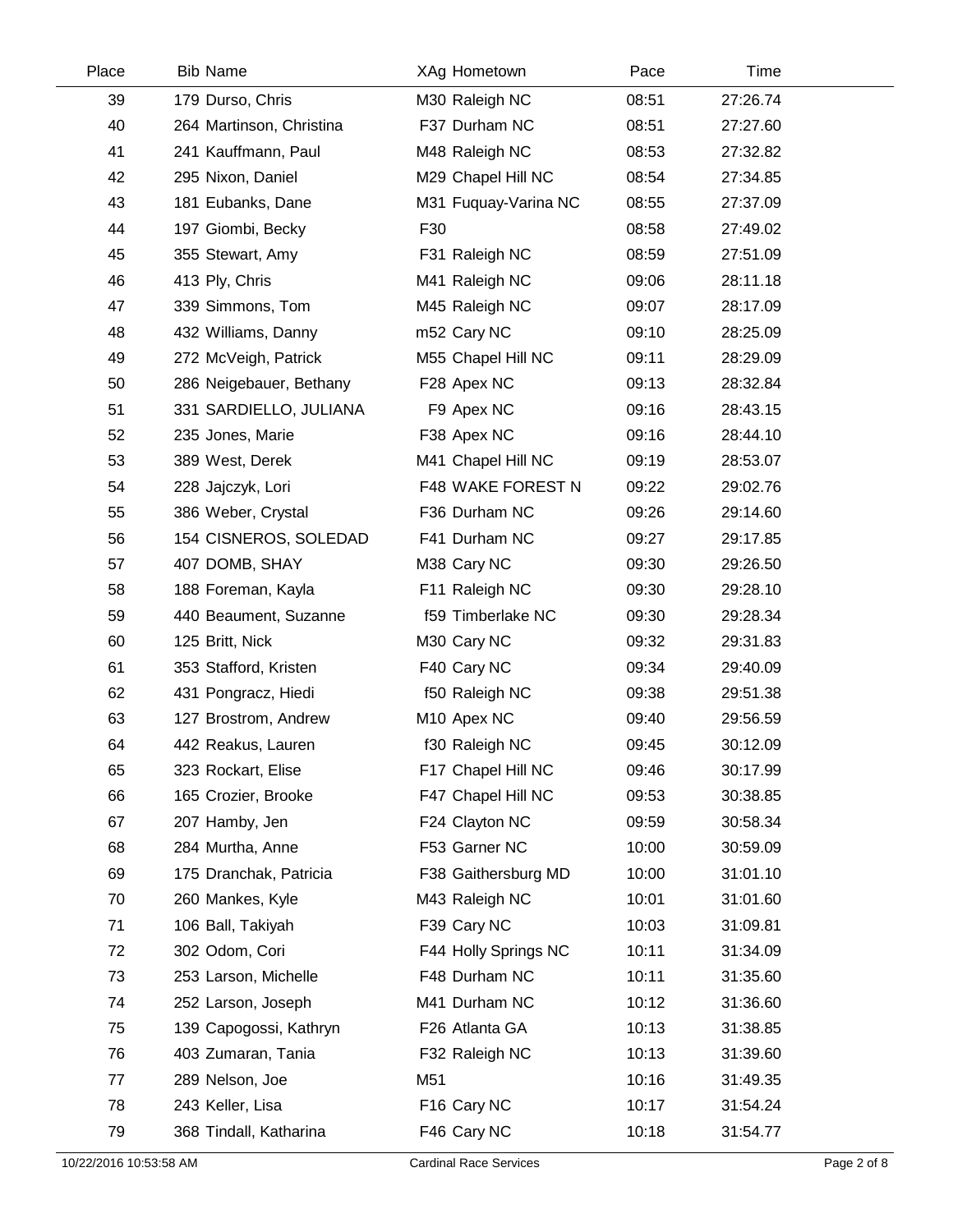| Place | Bib | Name | XAg | Hometown | Pace | Time |
|---|---|---|---|---|---|---|
| 39 | 179 | Durso, Chris | M30 | Raleigh NC | 08:51 | 27:26.74 |
| 40 | 264 | Martinson, Christina | F37 | Durham NC | 08:51 | 27:27.60 |
| 41 | 241 | Kauffmann, Paul | M48 | Raleigh NC | 08:53 | 27:32.82 |
| 42 | 295 | Nixon, Daniel | M29 | Chapel Hill NC | 08:54 | 27:34.85 |
| 43 | 181 | Eubanks, Dane | M31 | Fuquay-Varina NC | 08:55 | 27:37.09 |
| 44 | 197 | Giombi, Becky | F30 | | 08:58 | 27:49.02 |
| 45 | 355 | Stewart, Amy | F31 | Raleigh NC | 08:59 | 27:51.09 |
| 46 | 413 | Ply, Chris | M41 | Raleigh NC | 09:06 | 28:11.18 |
| 47 | 339 | Simmons, Tom | M45 | Raleigh NC | 09:07 | 28:17.09 |
| 48 | 432 | Williams, Danny | m52 | Cary NC | 09:10 | 28:25.09 |
| 49 | 272 | McVeigh, Patrick | M55 | Chapel Hill NC | 09:11 | 28:29.09 |
| 50 | 286 | Neigebauer, Bethany | F28 | Apex NC | 09:13 | 28:32.84 |
| 51 | 331 | SARDIELLO, JULIANA | F9 | Apex NC | 09:16 | 28:43.15 |
| 52 | 235 | Jones, Marie | F38 | Apex NC | 09:16 | 28:44.10 |
| 53 | 389 | West, Derek | M41 | Chapel Hill NC | 09:19 | 28:53.07 |
| 54 | 228 | Jajczyk, Lori | F48 | WAKE FOREST N | 09:22 | 29:02.76 |
| 55 | 386 | Weber, Crystal | F36 | Durham NC | 09:26 | 29:14.60 |
| 56 | 154 | CISNEROS, SOLEDAD | F41 | Durham NC | 09:27 | 29:17.85 |
| 57 | 407 | DOMB, SHAY | M38 | Cary NC | 09:30 | 29:26.50 |
| 58 | 188 | Foreman, Kayla | F11 | Raleigh NC | 09:30 | 29:28.10 |
| 59 | 440 | Beaument, Suzanne | f59 | Timberlake NC | 09:30 | 29:28.34 |
| 60 | 125 | Britt, Nick | M30 | Cary NC | 09:32 | 29:31.83 |
| 61 | 353 | Stafford, Kristen | F40 | Cary NC | 09:34 | 29:40.09 |
| 62 | 431 | Pongracz, Hiedi | f50 | Raleigh NC | 09:38 | 29:51.38 |
| 63 | 127 | Brostrom, Andrew | M10 | Apex NC | 09:40 | 29:56.59 |
| 64 | 442 | Reakus, Lauren | f30 | Raleigh NC | 09:45 | 30:12.09 |
| 65 | 323 | Rockart, Elise | F17 | Chapel Hill NC | 09:46 | 30:17.99 |
| 66 | 165 | Crozier, Brooke | F47 | Chapel Hill NC | 09:53 | 30:38.85 |
| 67 | 207 | Hamby, Jen | F24 | Clayton NC | 09:59 | 30:58.34 |
| 68 | 284 | Murtha, Anne | F53 | Garner NC | 10:00 | 30:59.09 |
| 69 | 175 | Dranchak, Patricia | F38 | Gaithersburg MD | 10:00 | 31:01.10 |
| 70 | 260 | Mankes, Kyle | M43 | Raleigh NC | 10:01 | 31:01.60 |
| 71 | 106 | Ball, Takiyah | F39 | Cary NC | 10:03 | 31:09.81 |
| 72 | 302 | Odom, Cori | F44 | Holly Springs NC | 10:11 | 31:34.09 |
| 73 | 253 | Larson, Michelle | F48 | Durham NC | 10:11 | 31:35.60 |
| 74 | 252 | Larson, Joseph | M41 | Durham NC | 10:12 | 31:36.60 |
| 75 | 139 | Capogossi, Kathryn | F26 | Atlanta GA | 10:13 | 31:38.85 |
| 76 | 403 | Zumaran, Tania | F32 | Raleigh NC | 10:13 | 31:39.60 |
| 77 | 289 | Nelson, Joe | M51 | | 10:16 | 31:49.35 |
| 78 | 243 | Keller, Lisa | F16 | Cary NC | 10:17 | 31:54.24 |
| 79 | 368 | Tindall, Katharina | F46 | Cary NC | 10:18 | 31:54.77 |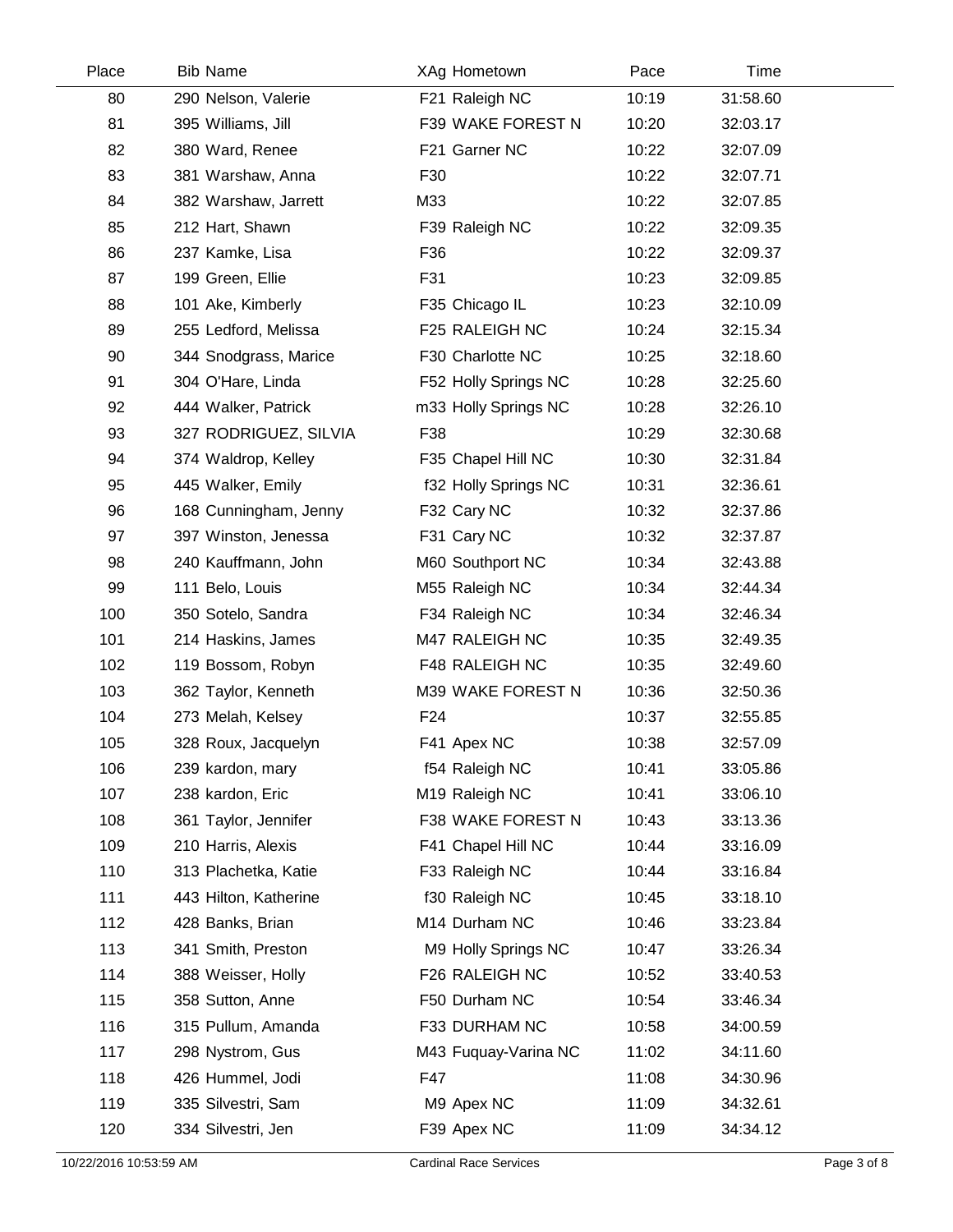| Place | Bib | Name | XAg | Hometown | Pace | Time |
|---|---|---|---|---|---|---|
| 80 | 290 | Nelson, Valerie | F21 | Raleigh NC | 10:19 | 31:58.60 |
| 81 | 395 | Williams, Jill | F39 | WAKE FOREST N | 10:20 | 32:03.17 |
| 82 | 380 | Ward, Renee | F21 | Garner NC | 10:22 | 32:07.09 |
| 83 | 381 | Warshaw, Anna | F30 | | 10:22 | 32:07.71 |
| 84 | 382 | Warshaw, Jarrett | M33 | | 10:22 | 32:07.85 |
| 85 | 212 | Hart, Shawn | F39 | Raleigh NC | 10:22 | 32:09.35 |
| 86 | 237 | Kamke, Lisa | F36 | | 10:22 | 32:09.37 |
| 87 | 199 | Green, Ellie | F31 | | 10:23 | 32:09.85 |
| 88 | 101 | Ake, Kimberly | F35 | Chicago IL | 10:23 | 32:10.09 |
| 89 | 255 | Ledford, Melissa | F25 | RALEIGH NC | 10:24 | 32:15.34 |
| 90 | 344 | Snodgrass, Marice | F30 | Charlotte NC | 10:25 | 32:18.60 |
| 91 | 304 | O'Hare, Linda | F52 | Holly Springs NC | 10:28 | 32:25.60 |
| 92 | 444 | Walker, Patrick | m33 | Holly Springs NC | 10:28 | 32:26.10 |
| 93 | 327 | RODRIGUEZ, SILVIA | F38 | | 10:29 | 32:30.68 |
| 94 | 374 | Waldrop, Kelley | F35 | Chapel Hill NC | 10:30 | 32:31.84 |
| 95 | 445 | Walker, Emily | f32 | Holly Springs NC | 10:31 | 32:36.61 |
| 96 | 168 | Cunningham, Jenny | F32 | Cary NC | 10:32 | 32:37.86 |
| 97 | 397 | Winston, Jenessa | F31 | Cary NC | 10:32 | 32:37.87 |
| 98 | 240 | Kauffmann, John | M60 | Southport NC | 10:34 | 32:43.88 |
| 99 | 111 | Belo, Louis | M55 | Raleigh NC | 10:34 | 32:44.34 |
| 100 | 350 | Sotelo, Sandra | F34 | Raleigh NC | 10:34 | 32:46.34 |
| 101 | 214 | Haskins, James | M47 | RALEIGH NC | 10:35 | 32:49.35 |
| 102 | 119 | Bossom, Robyn | F48 | RALEIGH NC | 10:35 | 32:49.60 |
| 103 | 362 | Taylor, Kenneth | M39 | WAKE FOREST N | 10:36 | 32:50.36 |
| 104 | 273 | Melah, Kelsey | F24 | | 10:37 | 32:55.85 |
| 105 | 328 | Roux, Jacquelyn | F41 | Apex NC | 10:38 | 32:57.09 |
| 106 | 239 | kardon, mary | f54 | Raleigh NC | 10:41 | 33:05.86 |
| 107 | 238 | kardon, Eric | M19 | Raleigh NC | 10:41 | 33:06.10 |
| 108 | 361 | Taylor, Jennifer | F38 | WAKE FOREST N | 10:43 | 33:13.36 |
| 109 | 210 | Harris, Alexis | F41 | Chapel Hill NC | 10:44 | 33:16.09 |
| 110 | 313 | Plachetka, Katie | F33 | Raleigh NC | 10:44 | 33:16.84 |
| 111 | 443 | Hilton, Katherine | f30 | Raleigh NC | 10:45 | 33:18.10 |
| 112 | 428 | Banks, Brian | M14 | Durham NC | 10:46 | 33:23.84 |
| 113 | 341 | Smith, Preston | M9 | Holly Springs NC | 10:47 | 33:26.34 |
| 114 | 388 | Weisser, Holly | F26 | RALEIGH NC | 10:52 | 33:40.53 |
| 115 | 358 | Sutton, Anne | F50 | Durham NC | 10:54 | 33:46.34 |
| 116 | 315 | Pullum, Amanda | F33 | DURHAM NC | 10:58 | 34:00.59 |
| 117 | 298 | Nystrom, Gus | M43 | Fuquay-Varina NC | 11:02 | 34:11.60 |
| 118 | 426 | Hummel, Jodi | F47 | | 11:08 | 34:30.96 |
| 119 | 335 | Silvestri, Sam | M9 | Apex NC | 11:09 | 34:32.61 |
| 120 | 334 | Silvestri, Jen | F39 | Apex NC | 11:09 | 34:34.12 |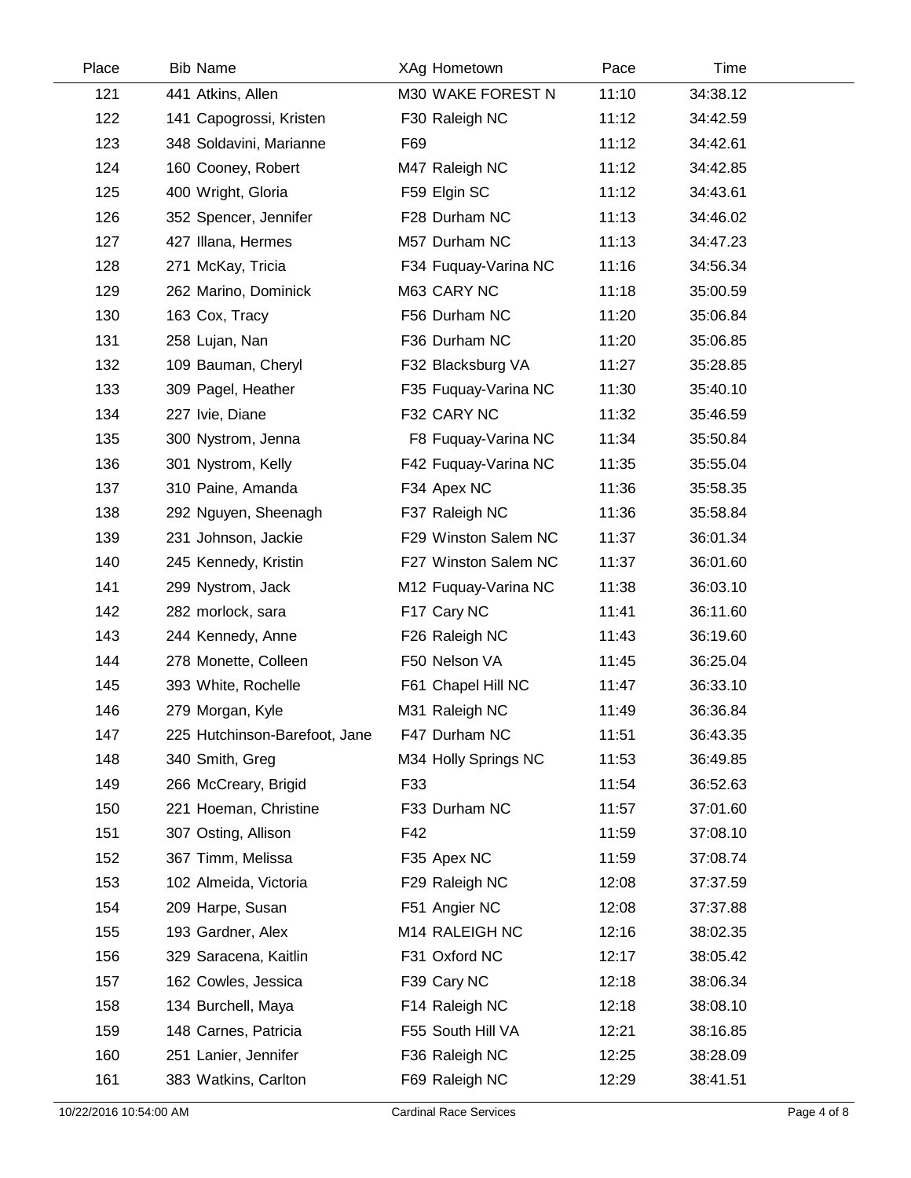| Place | Bib | Name | XAg | Hometown | Pace | Time |
|---|---|---|---|---|---|---|
| 121 | 441 | Atkins, Allen | M30 | WAKE FOREST N | 11:10 | 34:38.12 |
| 122 | 141 | Capogrossi, Kristen | F30 | Raleigh NC | 11:12 | 34:42.59 |
| 123 | 348 | Soldavini, Marianne | F69 | | 11:12 | 34:42.61 |
| 124 | 160 | Cooney, Robert | M47 | Raleigh NC | 11:12 | 34:42.85 |
| 125 | 400 | Wright, Gloria | F59 | Elgin SC | 11:12 | 34:43.61 |
| 126 | 352 | Spencer, Jennifer | F28 | Durham NC | 11:13 | 34:46.02 |
| 127 | 427 | Illana, Hermes | M57 | Durham NC | 11:13 | 34:47.23 |
| 128 | 271 | McKay, Tricia | F34 | Fuquay-Varina NC | 11:16 | 34:56.34 |
| 129 | 262 | Marino, Dominick | M63 | CARY NC | 11:18 | 35:00.59 |
| 130 | 163 | Cox, Tracy | F56 | Durham NC | 11:20 | 35:06.84 |
| 131 | 258 | Lujan, Nan | F36 | Durham NC | 11:20 | 35:06.85 |
| 132 | 109 | Bauman, Cheryl | F32 | Blacksburg VA | 11:27 | 35:28.85 |
| 133 | 309 | Pagel, Heather | F35 | Fuquay-Varina NC | 11:30 | 35:40.10 |
| 134 | 227 | Ivie, Diane | F32 | CARY NC | 11:32 | 35:46.59 |
| 135 | 300 | Nystrom, Jenna | F8 | Fuquay-Varina NC | 11:34 | 35:50.84 |
| 136 | 301 | Nystrom, Kelly | F42 | Fuquay-Varina NC | 11:35 | 35:55.04 |
| 137 | 310 | Paine, Amanda | F34 | Apex NC | 11:36 | 35:58.35 |
| 138 | 292 | Nguyen, Sheenagh | F37 | Raleigh NC | 11:36 | 35:58.84 |
| 139 | 231 | Johnson, Jackie | F29 | Winston Salem NC | 11:37 | 36:01.34 |
| 140 | 245 | Kennedy, Kristin | F27 | Winston Salem NC | 11:37 | 36:01.60 |
| 141 | 299 | Nystrom, Jack | M12 | Fuquay-Varina NC | 11:38 | 36:03.10 |
| 142 | 282 | morlock, sara | F17 | Cary NC | 11:41 | 36:11.60 |
| 143 | 244 | Kennedy, Anne | F26 | Raleigh NC | 11:43 | 36:19.60 |
| 144 | 278 | Monette, Colleen | F50 | Nelson VA | 11:45 | 36:25.04 |
| 145 | 393 | White, Rochelle | F61 | Chapel Hill NC | 11:47 | 36:33.10 |
| 146 | 279 | Morgan, Kyle | M31 | Raleigh NC | 11:49 | 36:36.84 |
| 147 | 225 | Hutchinson-Barefoot, Jane | F47 | Durham NC | 11:51 | 36:43.35 |
| 148 | 340 | Smith, Greg | M34 | Holly Springs NC | 11:53 | 36:49.85 |
| 149 | 266 | McCreary, Brigid | F33 | | 11:54 | 36:52.63 |
| 150 | 221 | Hoeman, Christine | F33 | Durham NC | 11:57 | 37:01.60 |
| 151 | 307 | Osting, Allison | F42 | | 11:59 | 37:08.10 |
| 152 | 367 | Timm, Melissa | F35 | Apex NC | 11:59 | 37:08.74 |
| 153 | 102 | Almeida, Victoria | F29 | Raleigh NC | 12:08 | 37:37.59 |
| 154 | 209 | Harpe, Susan | F51 | Angier NC | 12:08 | 37:37.88 |
| 155 | 193 | Gardner, Alex | M14 | RALEIGH NC | 12:16 | 38:02.35 |
| 156 | 329 | Saracena, Kaitlin | F31 | Oxford NC | 12:17 | 38:05.42 |
| 157 | 162 | Cowles, Jessica | F39 | Cary NC | 12:18 | 38:06.34 |
| 158 | 134 | Burchell, Maya | F14 | Raleigh NC | 12:18 | 38:08.10 |
| 159 | 148 | Carnes, Patricia | F55 | South Hill VA | 12:21 | 38:16.85 |
| 160 | 251 | Lanier, Jennifer | F36 | Raleigh NC | 12:25 | 38:28.09 |
| 161 | 383 | Watkins, Carlton | F69 | Raleigh NC | 12:29 | 38:41.51 |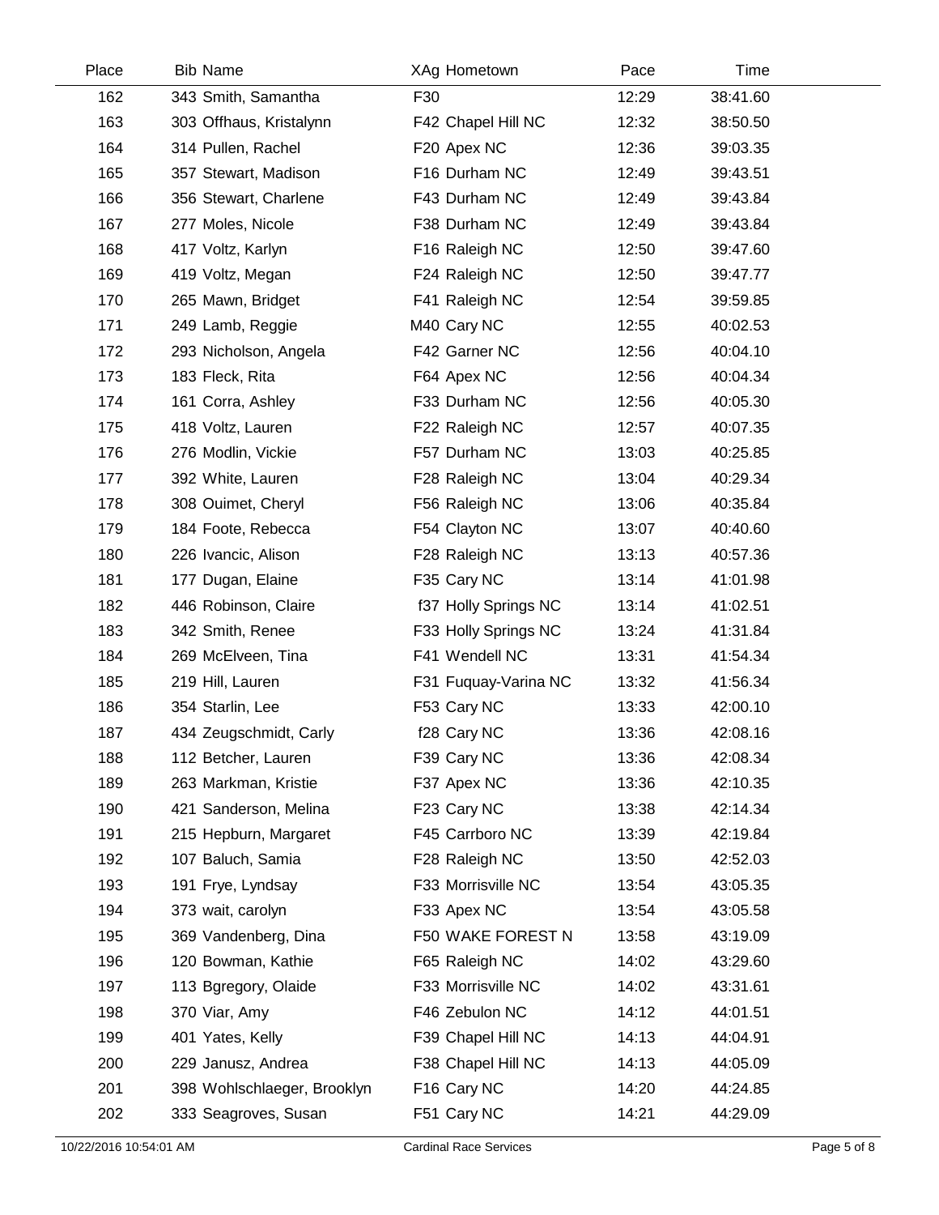| Place | Bib | Name | XAg | Hometown | Pace | Time |
|---|---|---|---|---|---|---|
| 162 | 343 | Smith, Samantha | F30 | | 12:29 | 38:41.60 |
| 163 | 303 | Offhaus, Kristalynn | F42 | Chapel Hill NC | 12:32 | 38:50.50 |
| 164 | 314 | Pullen, Rachel | F20 | Apex NC | 12:36 | 39:03.35 |
| 165 | 357 | Stewart, Madison | F16 | Durham NC | 12:49 | 39:43.51 |
| 166 | 356 | Stewart, Charlene | F43 | Durham NC | 12:49 | 39:43.84 |
| 167 | 277 | Moles, Nicole | F38 | Durham NC | 12:49 | 39:43.84 |
| 168 | 417 | Voltz, Karlyn | F16 | Raleigh NC | 12:50 | 39:47.60 |
| 169 | 419 | Voltz, Megan | F24 | Raleigh NC | 12:50 | 39:47.77 |
| 170 | 265 | Mawn, Bridget | F41 | Raleigh NC | 12:54 | 39:59.85 |
| 171 | 249 | Lamb, Reggie | M40 | Cary NC | 12:55 | 40:02.53 |
| 172 | 293 | Nicholson, Angela | F42 | Garner NC | 12:56 | 40:04.10 |
| 173 | 183 | Fleck, Rita | F64 | Apex NC | 12:56 | 40:04.34 |
| 174 | 161 | Corra, Ashley | F33 | Durham NC | 12:56 | 40:05.30 |
| 175 | 418 | Voltz, Lauren | F22 | Raleigh NC | 12:57 | 40:07.35 |
| 176 | 276 | Modlin, Vickie | F57 | Durham NC | 13:03 | 40:25.85 |
| 177 | 392 | White, Lauren | F28 | Raleigh NC | 13:04 | 40:29.34 |
| 178 | 308 | Ouimet, Cheryl | F56 | Raleigh NC | 13:06 | 40:35.84 |
| 179 | 184 | Foote, Rebecca | F54 | Clayton NC | 13:07 | 40:40.60 |
| 180 | 226 | Ivancic, Alison | F28 | Raleigh NC | 13:13 | 40:57.36 |
| 181 | 177 | Dugan, Elaine | F35 | Cary NC | 13:14 | 41:01.98 |
| 182 | 446 | Robinson, Claire | f37 | Holly Springs NC | 13:14 | 41:02.51 |
| 183 | 342 | Smith, Renee | F33 | Holly Springs NC | 13:24 | 41:31.84 |
| 184 | 269 | McElveen, Tina | F41 | Wendell NC | 13:31 | 41:54.34 |
| 185 | 219 | Hill, Lauren | F31 | Fuquay-Varina NC | 13:32 | 41:56.34 |
| 186 | 354 | Starlin, Lee | F53 | Cary NC | 13:33 | 42:00.10 |
| 187 | 434 | Zeugschmidt, Carly | f28 | Cary NC | 13:36 | 42:08.16 |
| 188 | 112 | Betcher, Lauren | F39 | Cary NC | 13:36 | 42:08.34 |
| 189 | 263 | Markman, Kristie | F37 | Apex NC | 13:36 | 42:10.35 |
| 190 | 421 | Sanderson, Melina | F23 | Cary NC | 13:38 | 42:14.34 |
| 191 | 215 | Hepburn, Margaret | F45 | Carrboro NC | 13:39 | 42:19.84 |
| 192 | 107 | Baluch, Samia | F28 | Raleigh NC | 13:50 | 42:52.03 |
| 193 | 191 | Frye, Lyndsay | F33 | Morrisville NC | 13:54 | 43:05.35 |
| 194 | 373 | wait, carolyn | F33 | Apex NC | 13:54 | 43:05.58 |
| 195 | 369 | Vandenberg, Dina | F50 | WAKE FOREST N | 13:58 | 43:19.09 |
| 196 | 120 | Bowman, Kathie | F65 | Raleigh NC | 14:02 | 43:29.60 |
| 197 | 113 | Bgregory, Olaide | F33 | Morrisville NC | 14:02 | 43:31.61 |
| 198 | 370 | Viar, Amy | F46 | Zebulon NC | 14:12 | 44:01.51 |
| 199 | 401 | Yates, Kelly | F39 | Chapel Hill NC | 14:13 | 44:04.91 |
| 200 | 229 | Janusz, Andrea | F38 | Chapel Hill NC | 14:13 | 44:05.09 |
| 201 | 398 | Wohlschlaeger, Brooklyn | F16 | Cary NC | 14:20 | 44:24.85 |
| 202 | 333 | Seagroves, Susan | F51 | Cary NC | 14:21 | 44:29.09 |

10/22/2016 10:54:01 AM — Cardinal Race Services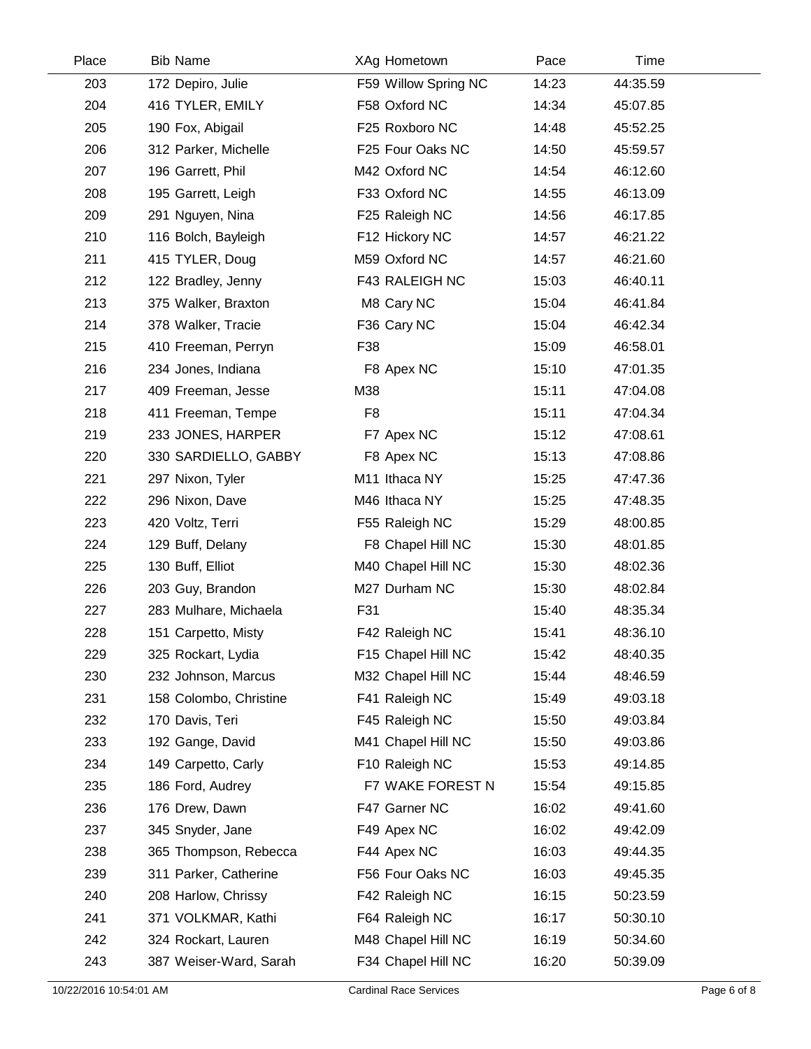| Place | Bib | Name | XAg | Hometown | Pace | Time |
|---|---|---|---|---|---|---|
| 203 | 172 | Depiro, Julie | F59 | Willow Spring NC | 14:23 | 44:35.59 |
| 204 | 416 | TYLER, EMILY | F58 | Oxford NC | 14:34 | 45:07.85 |
| 205 | 190 | Fox, Abigail | F25 | Roxboro NC | 14:48 | 45:52.25 |
| 206 | 312 | Parker, Michelle | F25 | Four Oaks NC | 14:50 | 45:59.57 |
| 207 | 196 | Garrett, Phil | M42 | Oxford NC | 14:54 | 46:12.60 |
| 208 | 195 | Garrett, Leigh | F33 | Oxford NC | 14:55 | 46:13.09 |
| 209 | 291 | Nguyen, Nina | F25 | Raleigh NC | 14:56 | 46:17.85 |
| 210 | 116 | Bolch, Bayleigh | F12 | Hickory NC | 14:57 | 46:21.22 |
| 211 | 415 | TYLER, Doug | M59 | Oxford NC | 14:57 | 46:21.60 |
| 212 | 122 | Bradley, Jenny | F43 | RALEIGH NC | 15:03 | 46:40.11 |
| 213 | 375 | Walker, Braxton | M8 | Cary NC | 15:04 | 46:41.84 |
| 214 | 378 | Walker, Tracie | F36 | Cary NC | 15:04 | 46:42.34 |
| 215 | 410 | Freeman, Perryn | F38 | | 15:09 | 46:58.01 |
| 216 | 234 | Jones, Indiana | F8 | Apex NC | 15:10 | 47:01.35 |
| 217 | 409 | Freeman, Jesse | M38 | | 15:11 | 47:04.08 |
| 218 | 411 | Freeman, Tempe | F8 | | 15:11 | 47:04.34 |
| 219 | 233 | JONES, HARPER | F7 | Apex NC | 15:12 | 47:08.61 |
| 220 | 330 | SARDIELLO, GABBY | F8 | Apex NC | 15:13 | 47:08.86 |
| 221 | 297 | Nixon, Tyler | M11 | Ithaca NY | 15:25 | 47:47.36 |
| 222 | 296 | Nixon, Dave | M46 | Ithaca NY | 15:25 | 47:48.35 |
| 223 | 420 | Voltz, Terri | F55 | Raleigh NC | 15:29 | 48:00.85 |
| 224 | 129 | Buff, Delany | F8 | Chapel Hill NC | 15:30 | 48:01.85 |
| 225 | 130 | Buff, Elliot | M40 | Chapel Hill NC | 15:30 | 48:02.36 |
| 226 | 203 | Guy, Brandon | M27 | Durham NC | 15:30 | 48:02.84 |
| 227 | 283 | Mulhare, Michaela | F31 | | 15:40 | 48:35.34 |
| 228 | 151 | Carpetto, Misty | F42 | Raleigh NC | 15:41 | 48:36.10 |
| 229 | 325 | Rockart, Lydia | F15 | Chapel Hill NC | 15:42 | 48:40.35 |
| 230 | 232 | Johnson, Marcus | M32 | Chapel Hill NC | 15:44 | 48:46.59 |
| 231 | 158 | Colombo, Christine | F41 | Raleigh NC | 15:49 | 49:03.18 |
| 232 | 170 | Davis, Teri | F45 | Raleigh NC | 15:50 | 49:03.84 |
| 233 | 192 | Gange, David | M41 | Chapel Hill NC | 15:50 | 49:03.86 |
| 234 | 149 | Carpetto, Carly | F10 | Raleigh NC | 15:53 | 49:14.85 |
| 235 | 186 | Ford, Audrey | F7 | WAKE FOREST N | 15:54 | 49:15.85 |
| 236 | 176 | Drew, Dawn | F47 | Garner NC | 16:02 | 49:41.60 |
| 237 | 345 | Snyder, Jane | F49 | Apex NC | 16:02 | 49:42.09 |
| 238 | 365 | Thompson, Rebecca | F44 | Apex NC | 16:03 | 49:44.35 |
| 239 | 311 | Parker, Catherine | F56 | Four Oaks NC | 16:03 | 49:45.35 |
| 240 | 208 | Harlow, Chrissy | F42 | Raleigh NC | 16:15 | 50:23.59 |
| 241 | 371 | VOLKMAR, Kathi | F64 | Raleigh NC | 16:17 | 50:30.10 |
| 242 | 324 | Rockart, Lauren | M48 | Chapel Hill NC | 16:19 | 50:34.60 |
| 243 | 387 | Weiser-Ward, Sarah | F34 | Chapel Hill NC | 16:20 | 50:39.09 |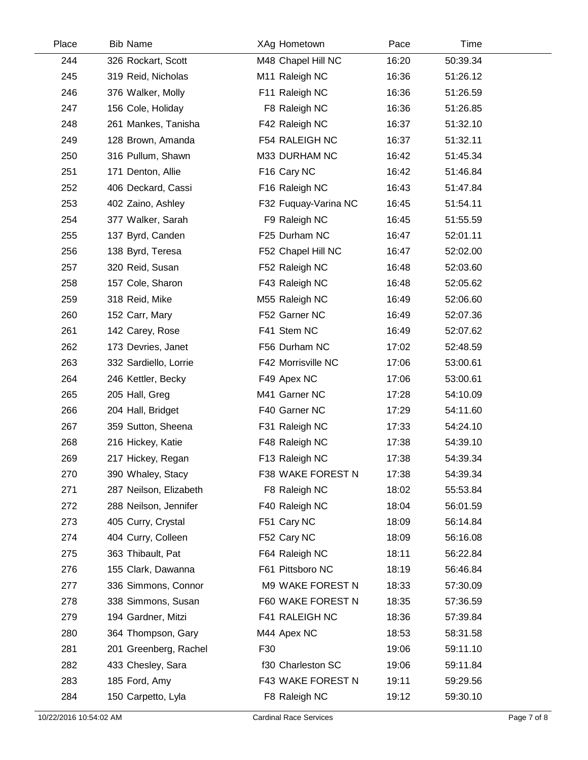| Place | Bib | Name | XAg | Hometown | Pace | Time |
|---|---|---|---|---|---|---|
| 244 | 326 | Rockart, Scott | M48 | Chapel Hill NC | 16:20 | 50:39.34 |
| 245 | 319 | Reid, Nicholas | M11 | Raleigh NC | 16:36 | 51:26.12 |
| 246 | 376 | Walker, Molly | F11 | Raleigh NC | 16:36 | 51:26.59 |
| 247 | 156 | Cole, Holiday | F8 | Raleigh NC | 16:36 | 51:26.85 |
| 248 | 261 | Mankes, Tanisha | F42 | Raleigh NC | 16:37 | 51:32.10 |
| 249 | 128 | Brown, Amanda | F54 | RALEIGH NC | 16:37 | 51:32.11 |
| 250 | 316 | Pullum, Shawn | M33 | DURHAM NC | 16:42 | 51:45.34 |
| 251 | 171 | Denton, Allie | F16 | Cary NC | 16:42 | 51:46.84 |
| 252 | 406 | Deckard, Cassi | F16 | Raleigh NC | 16:43 | 51:47.84 |
| 253 | 402 | Zaino, Ashley | F32 | Fuquay-Varina NC | 16:45 | 51:54.11 |
| 254 | 377 | Walker, Sarah | F9 | Raleigh NC | 16:45 | 51:55.59 |
| 255 | 137 | Byrd, Canden | F25 | Durham NC | 16:47 | 52:01.11 |
| 256 | 138 | Byrd, Teresa | F52 | Chapel Hill NC | 16:47 | 52:02.00 |
| 257 | 320 | Reid, Susan | F52 | Raleigh NC | 16:48 | 52:03.60 |
| 258 | 157 | Cole, Sharon | F43 | Raleigh NC | 16:48 | 52:05.62 |
| 259 | 318 | Reid, Mike | M55 | Raleigh NC | 16:49 | 52:06.60 |
| 260 | 152 | Carr, Mary | F52 | Garner NC | 16:49 | 52:07.36 |
| 261 | 142 | Carey, Rose | F41 | Stem NC | 16:49 | 52:07.62 |
| 262 | 173 | Devries, Janet | F56 | Durham NC | 17:02 | 52:48.59 |
| 263 | 332 | Sardiello, Lorrie | F42 | Morrisville NC | 17:06 | 53:00.61 |
| 264 | 246 | Kettler, Becky | F49 | Apex NC | 17:06 | 53:00.61 |
| 265 | 205 | Hall, Greg | M41 | Garner NC | 17:28 | 54:10.09 |
| 266 | 204 | Hall, Bridget | F40 | Garner NC | 17:29 | 54:11.60 |
| 267 | 359 | Sutton, Sheena | F31 | Raleigh NC | 17:33 | 54:24.10 |
| 268 | 216 | Hickey, Katie | F48 | Raleigh NC | 17:38 | 54:39.10 |
| 269 | 217 | Hickey, Regan | F13 | Raleigh NC | 17:38 | 54:39.34 |
| 270 | 390 | Whaley, Stacy | F38 | WAKE FOREST N | 17:38 | 54:39.34 |
| 271 | 287 | Neilson, Elizabeth | F8 | Raleigh NC | 18:02 | 55:53.84 |
| 272 | 288 | Neilson, Jennifer | F40 | Raleigh NC | 18:04 | 56:01.59 |
| 273 | 405 | Curry, Crystal | F51 | Cary NC | 18:09 | 56:14.84 |
| 274 | 404 | Curry, Colleen | F52 | Cary NC | 18:09 | 56:16.08 |
| 275 | 363 | Thibault, Pat | F64 | Raleigh NC | 18:11 | 56:22.84 |
| 276 | 155 | Clark, Dawanna | F61 | Pittsboro NC | 18:19 | 56:46.84 |
| 277 | 336 | Simmons, Connor | M9 | WAKE FOREST N | 18:33 | 57:30.09 |
| 278 | 338 | Simmons, Susan | F60 | WAKE FOREST N | 18:35 | 57:36.59 |
| 279 | 194 | Gardner, Mitzi | F41 | RALEIGH NC | 18:36 | 57:39.84 |
| 280 | 364 | Thompson, Gary | M44 | Apex NC | 18:53 | 58:31.58 |
| 281 | 201 | Greenberg, Rachel | F30 | | 19:06 | 59:11.10 |
| 282 | 433 | Chesley, Sara | f30 | Charleston SC | 19:06 | 59:11.84 |
| 283 | 185 | Ford, Amy | F43 | WAKE FOREST N | 19:11 | 59:29.56 |
| 284 | 150 | Carpetto, Lyla | F8 | Raleigh NC | 19:12 | 59:30.10 |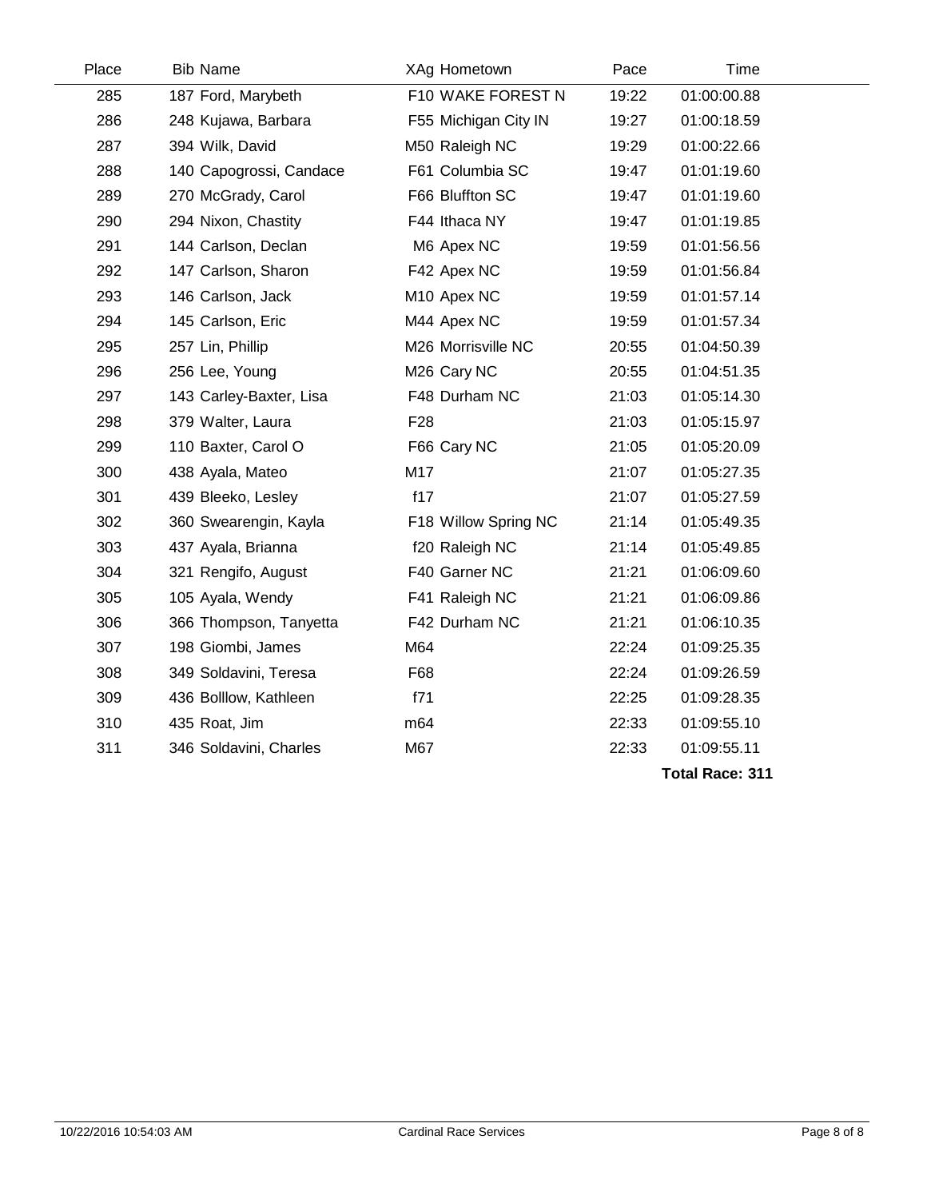| Place | Bib | Name | XAg | Hometown | Pace | Time |
|---|---|---|---|---|---|---|
| 285 | 187 | Ford, Marybeth | F10 | WAKE FOREST N | 19:22 | 01:00:00.88 |
| 286 | 248 | Kujawa, Barbara | F55 | Michigan City IN | 19:27 | 01:00:18.59 |
| 287 | 394 | Wilk, David | M50 | Raleigh NC | 19:29 | 01:00:22.66 |
| 288 | 140 | Capogrossi, Candace | F61 | Columbia SC | 19:47 | 01:01:19.60 |
| 289 | 270 | McGrady, Carol | F66 | Bluffton SC | 19:47 | 01:01:19.60 |
| 290 | 294 | Nixon, Chastity | F44 | Ithaca NY | 19:47 | 01:01:19.85 |
| 291 | 144 | Carlson, Declan | M6 | Apex NC | 19:59 | 01:01:56.56 |
| 292 | 147 | Carlson, Sharon | F42 | Apex NC | 19:59 | 01:01:56.84 |
| 293 | 146 | Carlson, Jack | M10 | Apex NC | 19:59 | 01:01:57.14 |
| 294 | 145 | Carlson, Eric | M44 | Apex NC | 19:59 | 01:01:57.34 |
| 295 | 257 | Lin, Phillip | M26 | Morrisville NC | 20:55 | 01:04:50.39 |
| 296 | 256 | Lee, Young | M26 | Cary NC | 20:55 | 01:04:51.35 |
| 297 | 143 | Carley-Baxter, Lisa | F48 | Durham NC | 21:03 | 01:05:14.30 |
| 298 | 379 | Walter, Laura | F28 | | 21:03 | 01:05:15.97 |
| 299 | 110 | Baxter, Carol O | F66 | Cary NC | 21:05 | 01:05:20.09 |
| 300 | 438 | Ayala, Mateo | M17 | | 21:07 | 01:05:27.35 |
| 301 | 439 | Bleeko, Lesley | f17 | | 21:07 | 01:05:27.59 |
| 302 | 360 | Swearengin, Kayla | F18 | Willow Spring NC | 21:14 | 01:05:49.35 |
| 303 | 437 | Ayala, Brianna | f20 | Raleigh NC | 21:14 | 01:05:49.85 |
| 304 | 321 | Rengifo, August | F40 | Garner NC | 21:21 | 01:06:09.60 |
| 305 | 105 | Ayala, Wendy | F41 | Raleigh NC | 21:21 | 01:06:09.86 |
| 306 | 366 | Thompson, Tanyetta | F42 | Durham NC | 21:21 | 01:06:10.35 |
| 307 | 198 | Giombi, James | M64 | | 22:24 | 01:09:25.35 |
| 308 | 349 | Soldavini, Teresa | F68 | | 22:24 | 01:09:26.59 |
| 309 | 436 | Bolllow, Kathleen | f71 | | 22:25 | 01:09:28.35 |
| 310 | 435 | Roat, Jim | m64 | | 22:33 | 01:09:55.10 |
| 311 | 346 | Soldavini, Charles | M67 | | 22:33 | 01:09:55.11 |

**Total Race: 311**

10/22/2016 10:54:03 AM Cardinal Race Services